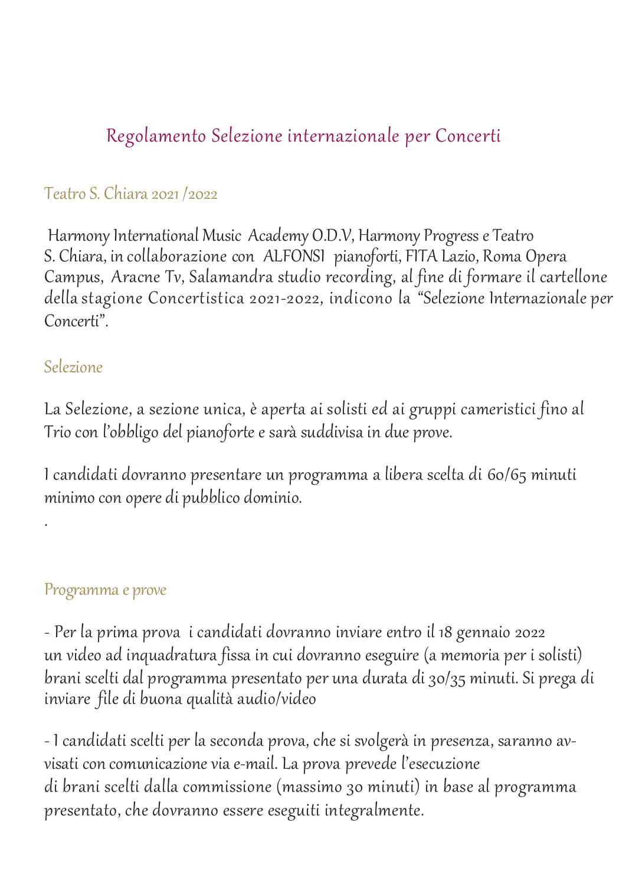# Regolamento Selezione internazionale per Concerti

## Teatro S. Chiara 2021 /2022

Harmony International Music Academy O.D.V, Harmony Progress e Teatro S. Chiara, in collaborazione con ALFONSI pianoforti, FITA Lazio, Roma Opera Campus, Aracne Tv, Salamandra studio recording, al fine di formare il cartellone della stagione Concertistica 2021-2022, indicono la "Selezione Internazionale per Concerti".

## Selezione

La Selezione, a sezione unica, è aperta ai solisti ed ai gruppi cameristici fino al Trio con l'obbligo del pianoforte e sarà suddivisa in due prove.

I candidati dovranno presentare un programma a libera scelta di 60/65 minuti minimo con opere di pubblico dominio.

.

## Programma e prove

- Per la prima prova i candidati dovranno inviare entro il 18 gennaio 2022 un video ad inquadratura fissa in cui dovranno eseguire (a memoria per i solisti) brani scelti dal programma presentato per una durata di 30/35 minuti. Si prega di inviare file di buona qualità audio/video

- I candidati scelti per la seconda prova, che si svolgerà in presenza, saranno avvisati con comunicazione via e-mail. La prova prevede l'esecuzione di brani scelti dalla commissione (massimo 30 minuti) in base al programma presentato, che dovranno essere eseguiti integralmente.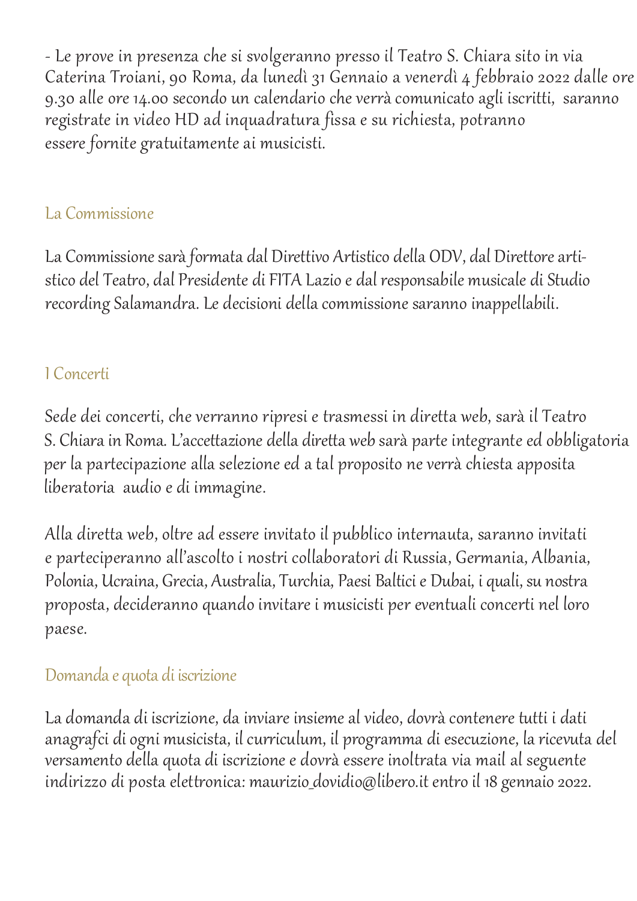- Le prove in presenza che si svolgeranno presso il Teatro S. Chiara sito in via Caterina Troiani, 90 Roma, da lunedì 31 Gennaio a venerdì 4 febbraio 2022 dalle ore 9.30 alle ore 14.00 secondo un calendario che verrà comunicato agli iscritti, saranno registrate in video HD ad inquadratura fissa e su richiesta, potranno essere fornite gratuitamente ai musicisti.

## La Commissione

La Commissione sarà formata dal Direttivo Artistico della ODV, dal Direttore artistico del Teatro, dal Presidente di FITA Lazio e dal responsabile musicale di Studio recording Salamandra. Le decisioni della commissione saranno inappellabili.

## I Concerti

Sede dei concerti, che verranno ripresi e trasmessi in diretta web, sarà il Teatro S. Chiara in Roma. L'accettazione della diretta web sarà parte integrante ed obbligatoria per la partecipazione alla selezione ed a tal proposito ne verrà chiesta apposita liberatoria audio e di immagine.

Alla diretta web, oltre ad essere invitato il pubblico internauta, saranno invitati e parteciperanno all'ascolto i nostri collaboratori di Russia, Germania, Albania, Polonia, Ucraina, Grecia, Australia, Turchia, Paesi Baltici e Dubai, i quali, su nostra proposta, decideranno quando invitare i musicisti per eventuali concerti nel loro paese.

## Domanda e quota di iscrizione

La domanda di iscrizione, da inviare insieme al video, dovrà contenere tutti i dati anagrafci di ogni musicista, il curriculum, il programma di esecuzione, la ricevuta del versamento della quota di iscrizione e dovrà essere inoltrata via mail al seguente indirizzo di posta elettronica: maurizio_dovidio@libero.it entro il 18 gennaio 2022.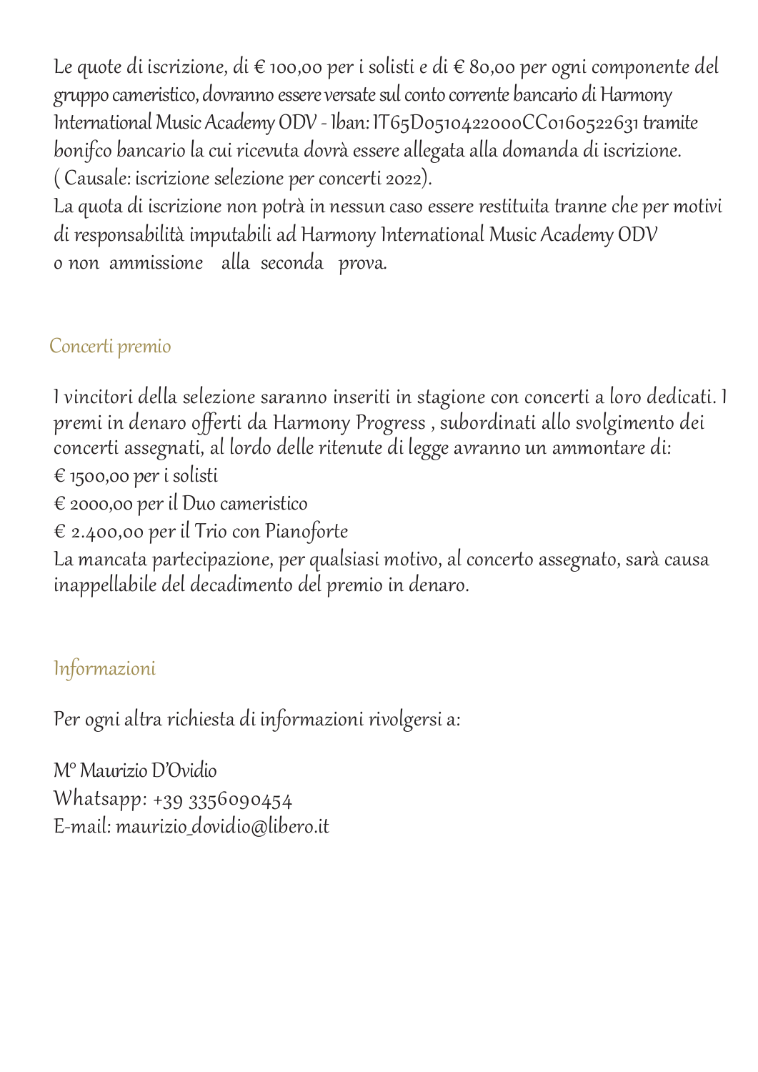Le quote di iscrizione, di € 100,00 per i solisti e di € 80,00 per ogni componente del gruppo cameristico, dovranno essere versate sul conto corrente bancario di Harmony International Music Academy ODV - Iban: IT65D0510422000CC0160522631 tramite bonifco bancario la cui ricevuta dovrà essere allegata alla domanda di iscrizione. ( Causale: iscrizione selezione per concerti 2022).
La quota di iscrizione non potrà in nessun caso essere restituita tranne che per motivi di responsabilità imputabili ad Harmony International Music Academy ODV o non ammissione alla seconda prova.

## Concerti premio

I vincitori della selezione saranno inseriti in stagione con concerti a loro dedicati. I premi in denaro offerti da Harmony Progress , subordinati allo svolgimento dei concerti assegnati, al lordo delle ritenute di legge avranno un ammontare di:
€ 1500,00 per i solisti
€ 2000,00 per il Duo cameristico
€ 2.400,00 per il Trio con Pianoforte
La mancata partecipazione, per qualsiasi motivo, al concerto assegnato, sarà causa inappellabile del decadimento del premio in denaro.

## Informazioni

Per ogni altra richiesta di informazioni rivolgersi a:

M° Maurizio D'Ovidio
Whatsapp: +39 3356090454
E-mail: maurizio_dovidio@libero.it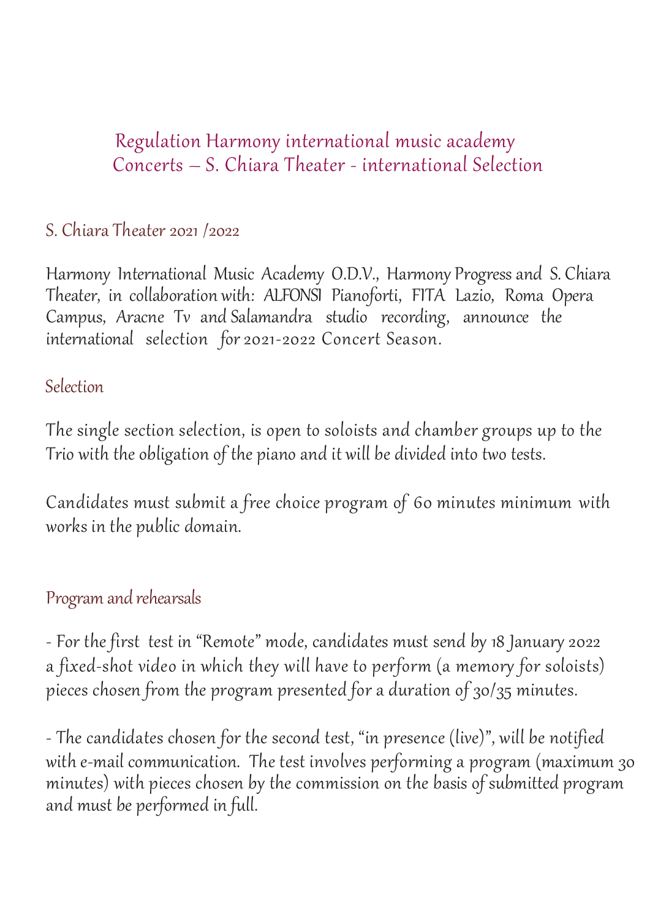# Regulation Harmony international music academy
# Concerts – S. Chiara Theater - international Selection

## S. Chiara Theater 2021 /2022

Harmony International Music Academy O.D.V., Harmony Progress and S. Chiara Theater, in collaboration with: ALFONSI Pianoforti, FITA Lazio, Roma Opera Campus, Aracne Tv and Salamandra studio recording, announce the international selection for 2021-2022 Concert Season.

## Selection

The single section selection, is open to soloists and chamber groups up to the Trio with the obligation of the piano and it will be divided into two tests.

Candidates must submit a free choice program of 60 minutes minimum with works in the public domain.

## Program and rehearsals

- For the first test in "Remote" mode, candidates must send by 18 January 2022 a fixed-shot video in which they will have to perform (a memory for soloists) pieces chosen from the program presented for a duration of 30/35 minutes.

- The candidates chosen for the second test, "in presence (live)", will be notified with e-mail communication. The test involves performing a program (maximum 30 minutes) with pieces chosen by the commission on the basis of submitted program and must be performed in full.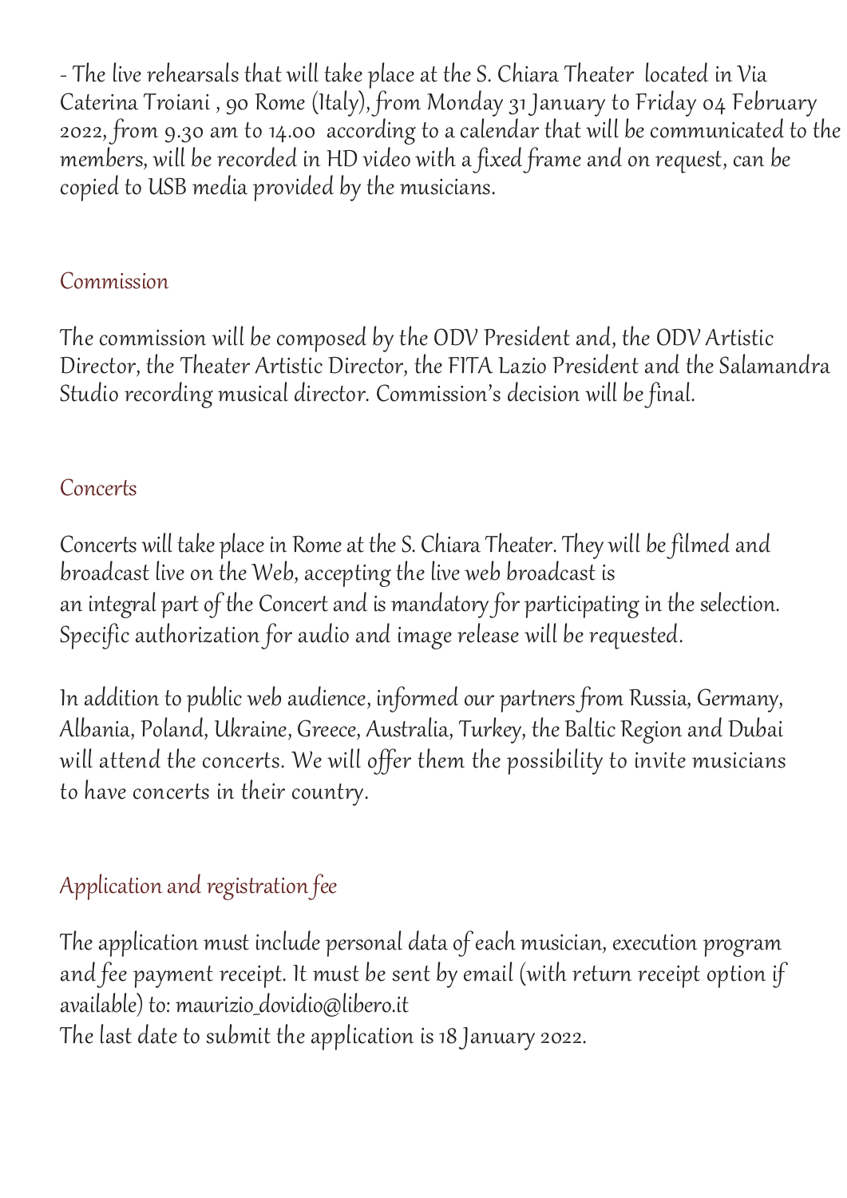- The live rehearsals that will take place at the S. Chiara Theater located in Via Caterina Troiani , 90 Rome (Italy), from Monday 31 January to Friday 04 February 2022, from 9.30 am to 14.00 according to a calendar that will be communicated to the members, will be recorded in HD video with a fixed frame and on request, can be copied to USB media provided by the musicians.

## Commission

The commission will be composed by the ODV President and, the ODV Artistic Director, the Theater Artistic Director, the FITA Lazio President and the Salamandra Studio recording musical director. Commission's decision will be final.

## Concerts

Concerts will take place in Rome at the S. Chiara Theater. They will be filmed and broadcast live on the Web, accepting the live web broadcast is an integral part of the Concert and is mandatory for participating in the selection. Specific authorization for audio and image release will be requested.

In addition to public web audience, informed our partners from Russia, Germany, Albania, Poland, Ukraine, Greece, Australia, Turkey, the Baltic Region and Dubai will attend the concerts. We will offer them the possibility to invite musicians to have concerts in their country.

## Application and registration fee

The application must include personal data of each musician, execution program and fee payment receipt. It must be sent by email (with return receipt option if available) to: maurizio_dovidio@libero.it
The last date to submit the application is 18 January 2022.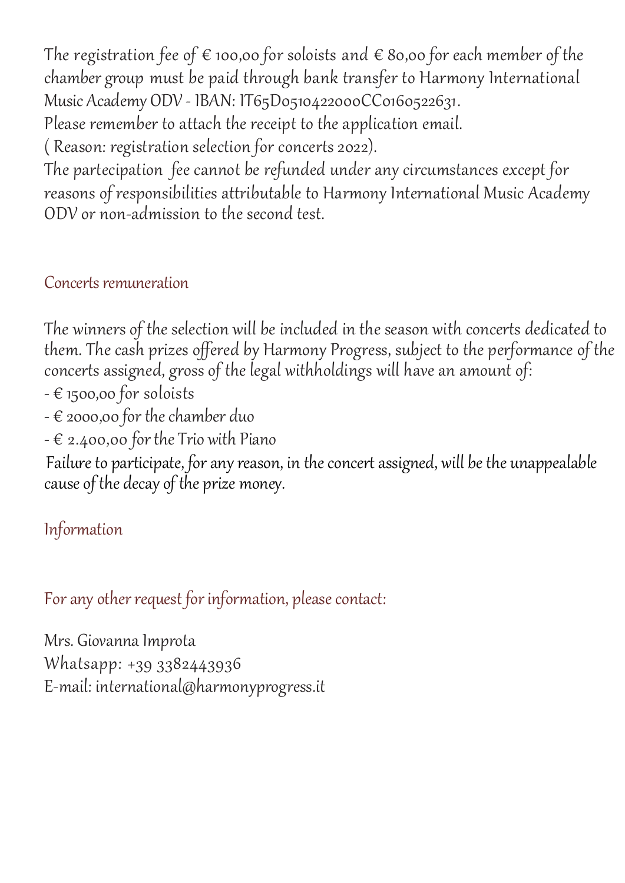The registration fee of € 100,00 for soloists and € 80,00 for each member of the chamber group must be paid through bank transfer to Harmony International Music Academy ODV - IBAN: IT65D0510422000CC0160522631.
Please remember to attach the receipt to the application email.
( Reason: registration selection for concerts 2022).
The partecipation fee cannot be refunded under any circumstances except for reasons of responsibilities attributable to Harmony International Music Academy ODV or non-admission to the second test.

## Concerts remuneration

The winners of the selection will be included in the season with concerts dedicated to them. The cash prizes offered by Harmony Progress, subject to the performance of the concerts assigned, gross of the legal withholdings will have an amount of:

- € 1500,00 for soloists
- € 2000,00 for the chamber duo
- € 2.400,00 for the Trio with Piano

Failure to participate, for any reason, in the concert assigned, will be the unappealable cause of the decay of the prize money.

## Information

For any other request for information, please contact:

Mrs. Giovanna Improta
Whatsapp: +39 3382443936
E-mail: international@harmonyprogress.it